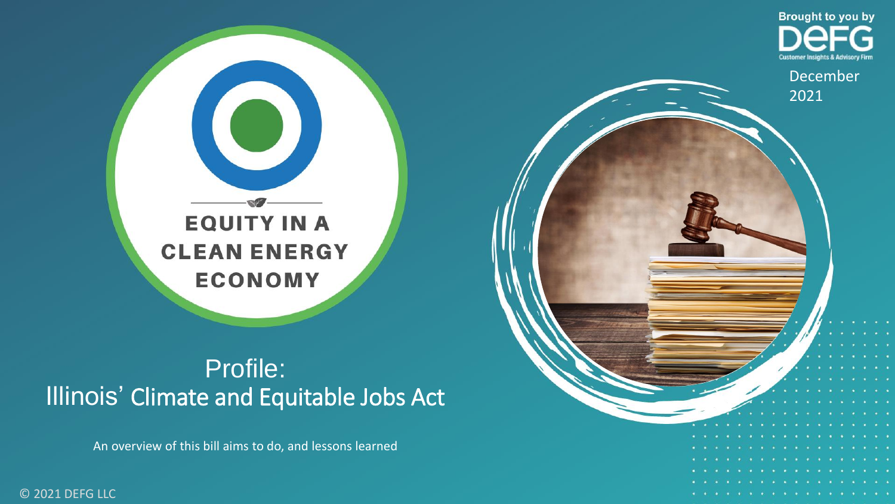Brought to you by DEFG Customer Insights & Advisory Firm

December 2021

EQUITY IN A CLEAN ENERGY ECONOMY

# Profile: Illinois' Climate and Equitable Jobs Act

An overview of this bill aims to do, and lessons learned

© 2021 DEFG LLC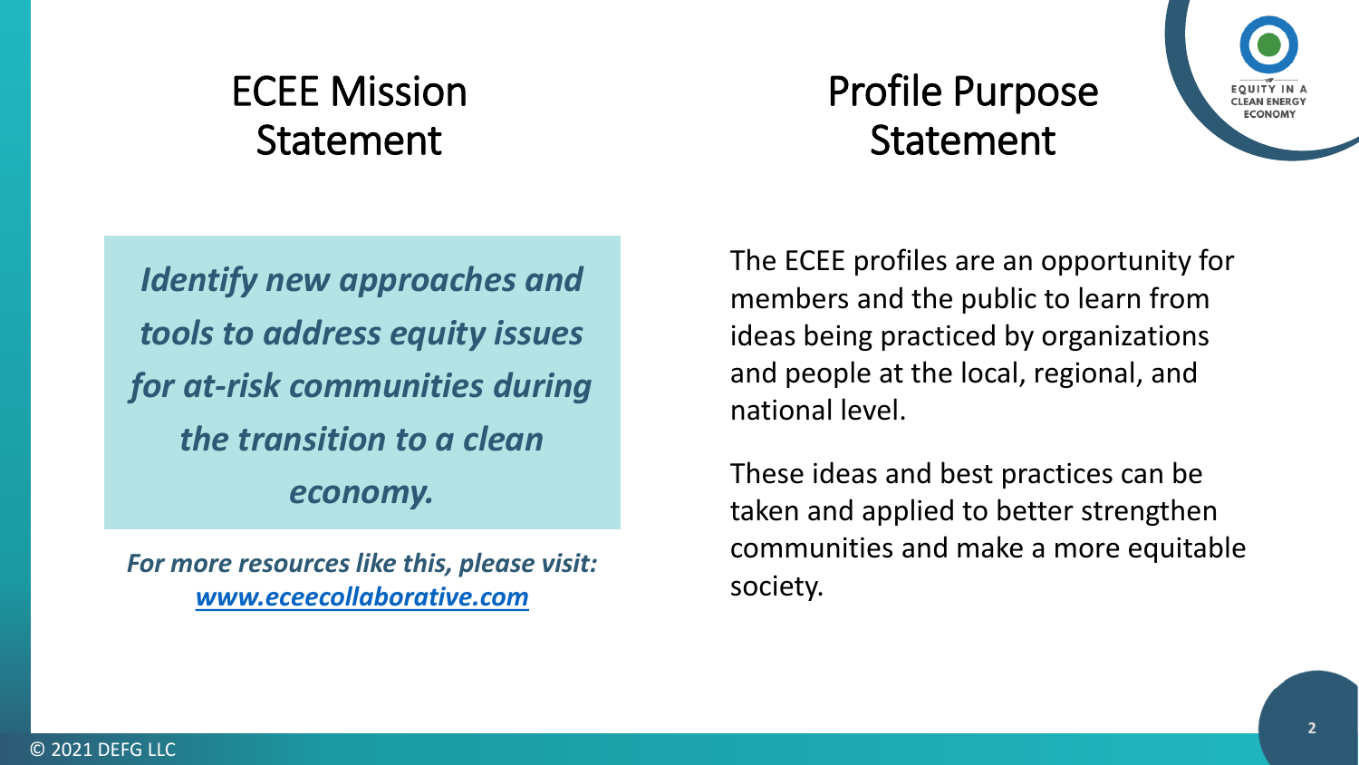## ECEE Mission Statement

***Identify new approaches and tools to address equity issues for at-risk communities during the transition to a clean economy.***

***For more resources like this, please visit: [www.eceecollaborative.com](http://www.eceecollaborative.com)***

## Profile Purpose Statement

The ECEE profiles are an opportunity for members and the public to learn from ideas being practiced by organizations and people at the local, regional, and national level.

These ideas and best practices can be taken and applied to better strengthen communities and make a more equitable society.

© 2021 DEFG LLC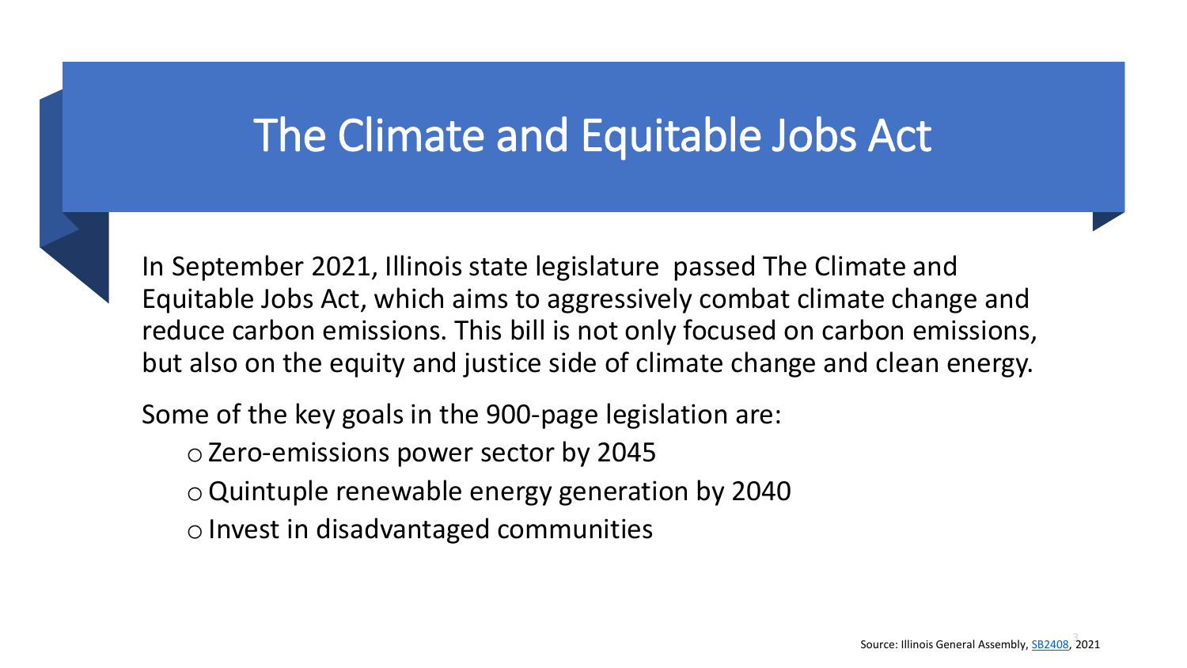# The Climate and Equitable Jobs Act

In September 2021, Illinois state legislature passed The Climate and Equitable Jobs Act, which aims to aggressively combat climate change and reduce carbon emissions. This bill is not only focused on carbon emissions, but also on the equity and justice side of climate change and clean energy.

Some of the key goals in the 900-page legislation are:

- Zero-emissions power sector by 2045
- Quintuple renewable energy generation by 2040
- Invest in disadvantaged communities

Source: Illinois General Assembly, SB2408, 2021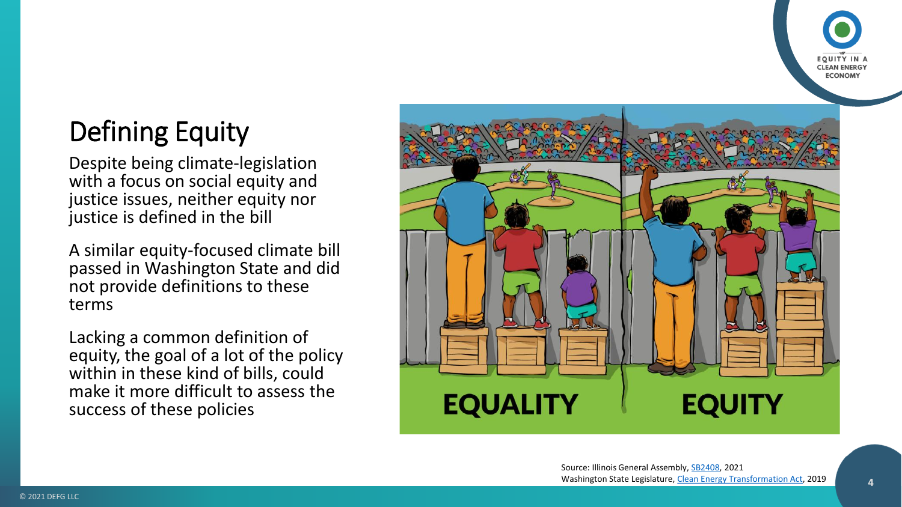# Defining Equity

Despite being climate-legislation with a focus on social equity and justice issues, neither equity nor justice is defined in the bill

A similar equity-focused climate bill passed in Washington State and did not provide definitions to these terms

Lacking a common definition of equity, the goal of a lot of the policy within in these kind of bills, could make it more difficult to assess the success of these policies

Source: Illinois General Assembly, SB2408, 2021
Washington State Legislature, Clean Energy Transformation Act, 2019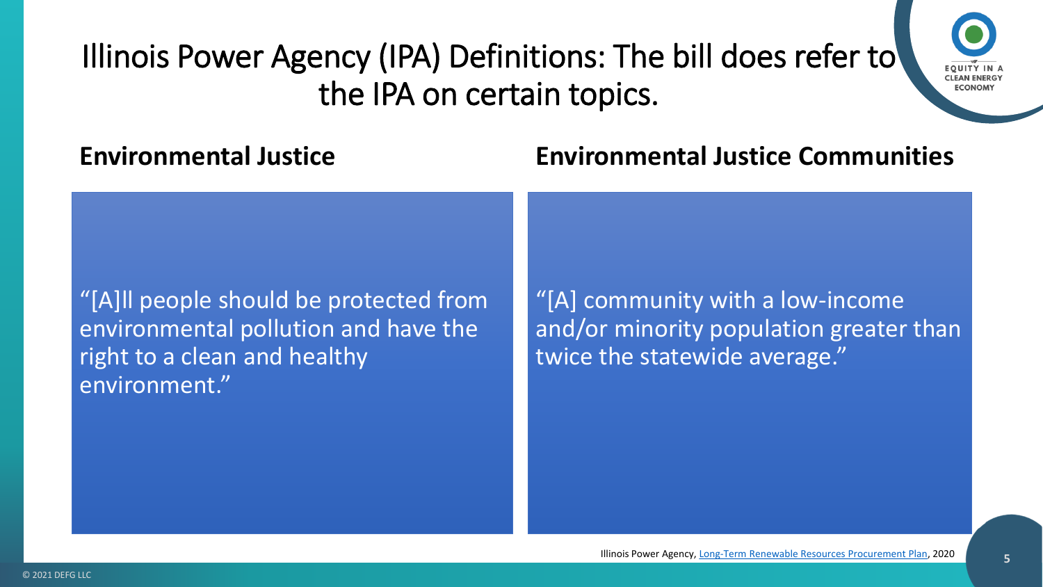# Illinois Power Agency (IPA) Definitions: The bill does refer to the IPA on certain topics.

## Environmental Justice

"[A]ll people should be protected from environmental pollution and have the right to a clean and healthy environment."

## Environmental Justice Communities

"[A] community with a low-income and/or minority population greater than twice the statewide average."

Illinois Power Agency, Long-Term Renewable Resources Procurement Plan, 2020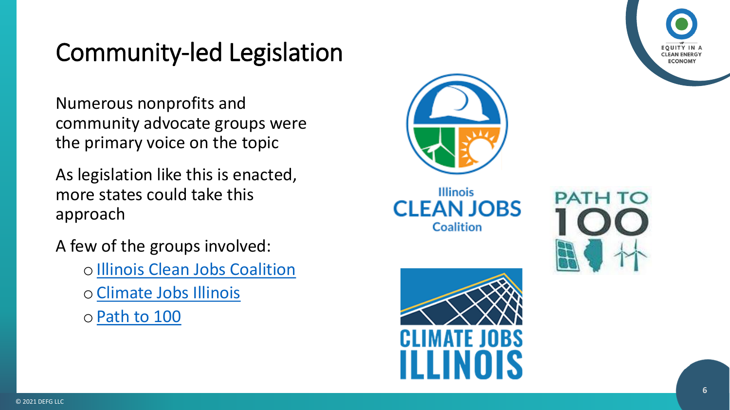# Community-led Legislation

Numerous nonprofits and community advocate groups were the primary voice on the topic

As legislation like this is enacted, more states could take this approach

A few of the groups involved:

- Illinois Clean Jobs Coalition
- Climate Jobs Illinois
- Path to 100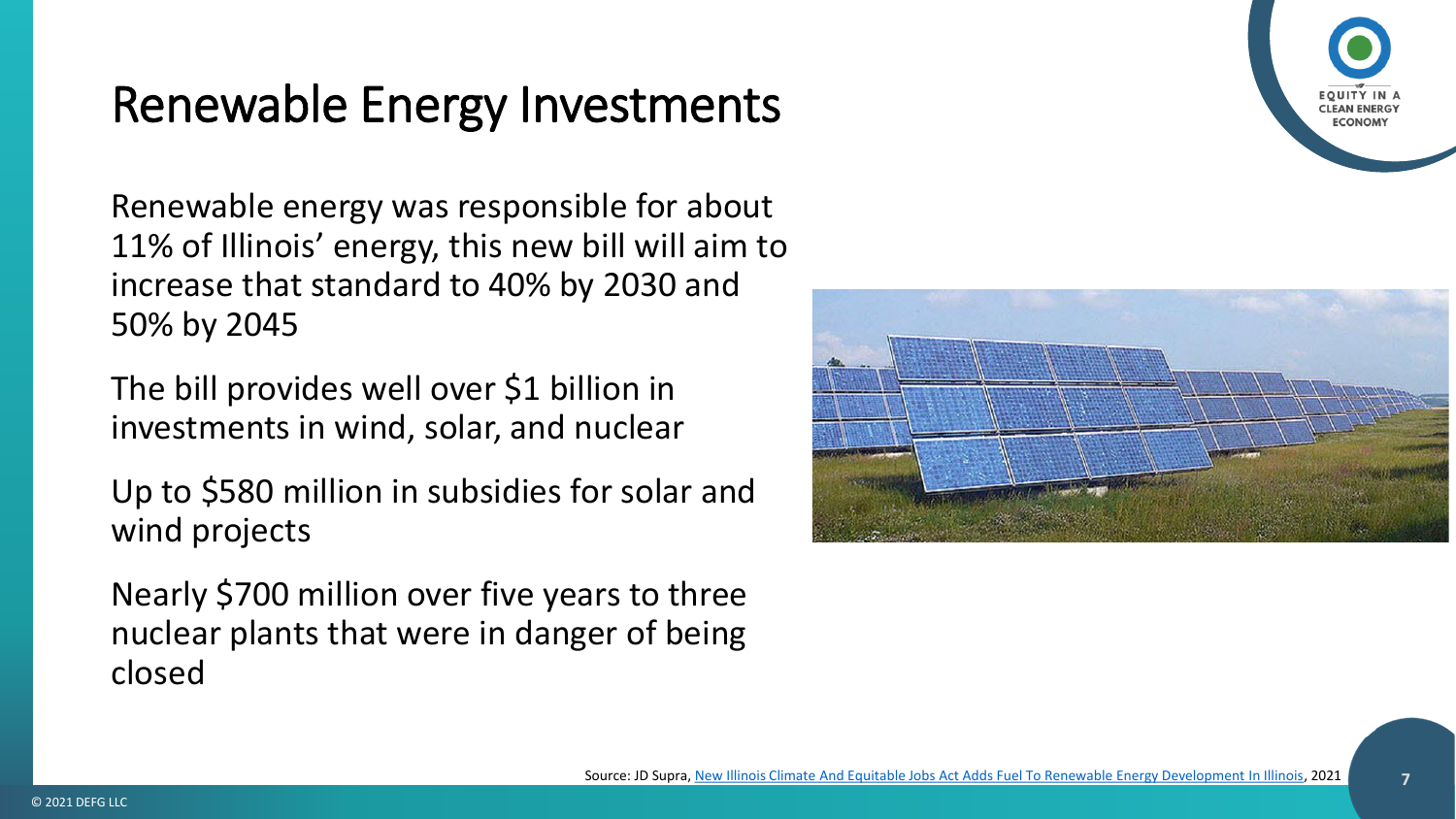# Renewable Energy Investments

Renewable energy was responsible for about 11% of Illinois' energy, this new bill will aim to increase that standard to 40% by 2030 and 50% by 2045

The bill provides well over $1 billion in investments in wind, solar, and nuclear

Up to $580 million in subsidies for solar and wind projects

Nearly $700 million over five years to three nuclear plants that were in danger of being closed

Source: JD Supra, New Illinois Climate And Equitable Jobs Act Adds Fuel To Renewable Energy Development In Illinois, 2021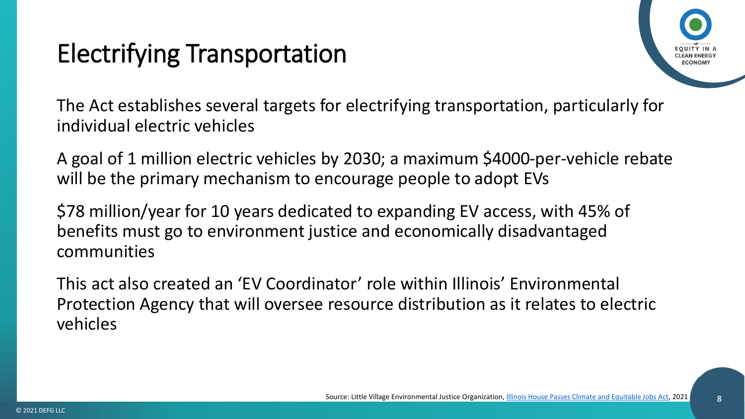# Electrifying Transportation

The Act establishes several targets for electrifying transportation, particularly for individual electric vehicles

A goal of 1 million electric vehicles by 2030; a maximum $4000-per-vehicle rebate will be the primary mechanism to encourage people to adopt EVs

$78 million/year for 10 years dedicated to expanding EV access, with 45% of benefits must go to environment justice and economically disadvantaged communities

This act also created an 'EV Coordinator' role within Illinois' Environmental Protection Agency that will oversee resource distribution as it relates to electric vehicles

Source: Little Village Environmental Justice Organization, Illinois House Passes Climate and Equitable Jobs Act, 2021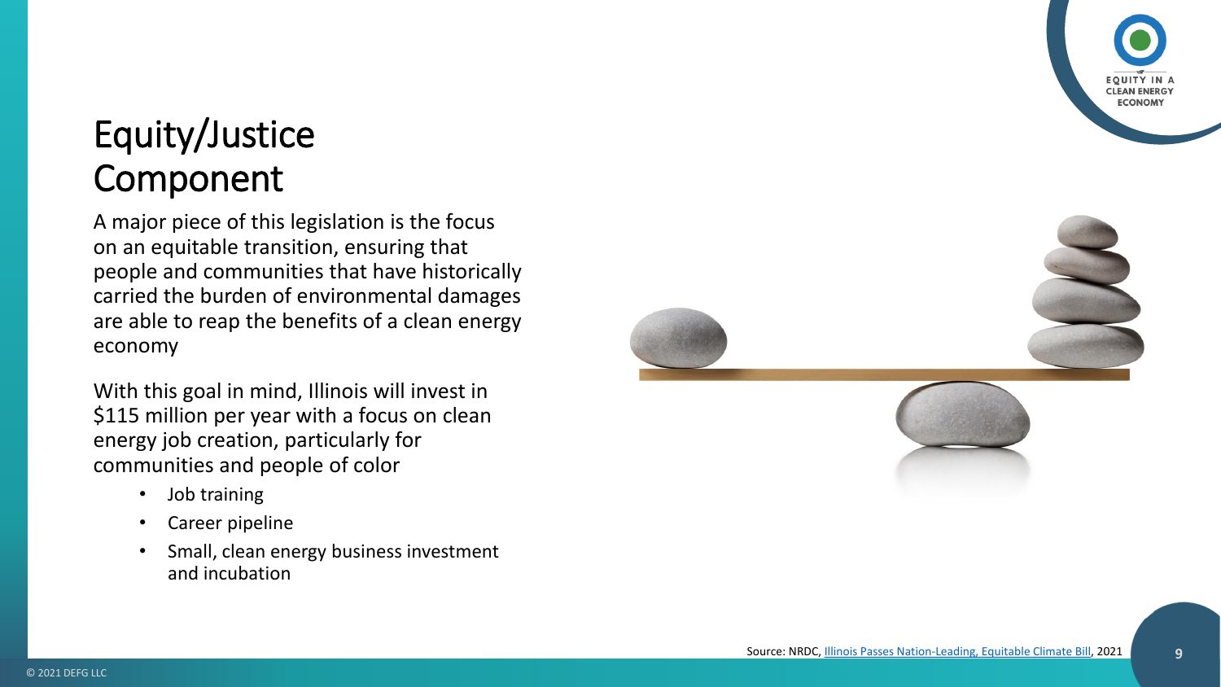# Equity/Justice Component

A major piece of this legislation is the focus on an equitable transition, ensuring that people and communities that have historically carried the burden of environmental damages are able to reap the benefits of a clean energy economy

With this goal in mind, Illinois will invest in $115 million per year with a focus on clean energy job creation, particularly for communities and people of color

- Job training
- Career pipeline
- Small, clean energy business investment and incubation

Source: NRDC, Illinois Passes Nation-Leading, Equitable Climate Bill, 2021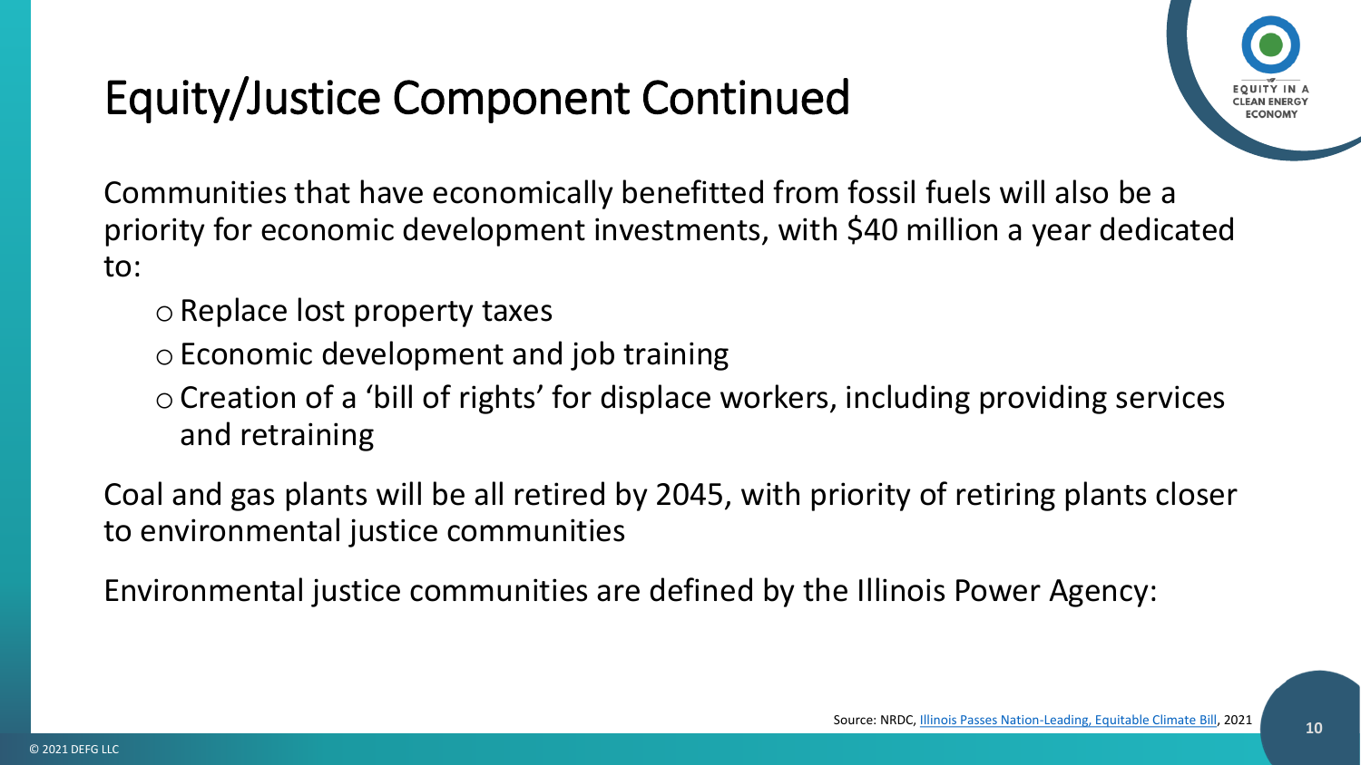# Equity/Justice Component Continued

Communities that have economically benefitted from fossil fuels will also be a priority for economic development investments, with $40 million a year dedicated to:

- Replace lost property taxes
- Economic development and job training
- Creation of a 'bill of rights' for displace workers, including providing services and retraining

Coal and gas plants will be all retired by 2045, with priority of retiring plants closer to environmental justice communities

Environmental justice communities are defined by the Illinois Power Agency:

Source: NRDC, Illinois Passes Nation-Leading, Equitable Climate Bill, 2021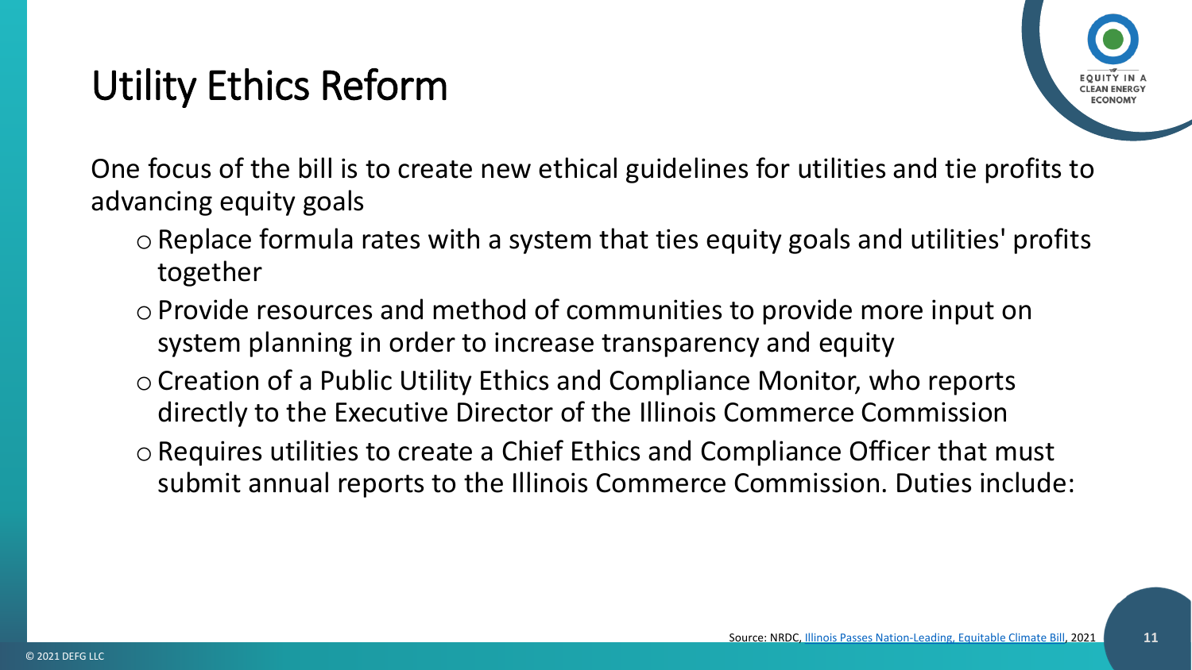# Utility Ethics Reform

One focus of the bill is to create new ethical guidelines for utilities and tie profits to advancing equity goals

- Replace formula rates with a system that ties equity goals and utilities' profits together
- Provide resources and method of communities to provide more input on system planning in order to increase transparency and equity
- Creation of a Public Utility Ethics and Compliance Monitor, who reports directly to the Executive Director of the Illinois Commerce Commission
- Requires utilities to create a Chief Ethics and Compliance Officer that must submit annual reports to the Illinois Commerce Commission. Duties include:

Source: NRDC, Illinois Passes Nation-Leading, Equitable Climate Bill, 2021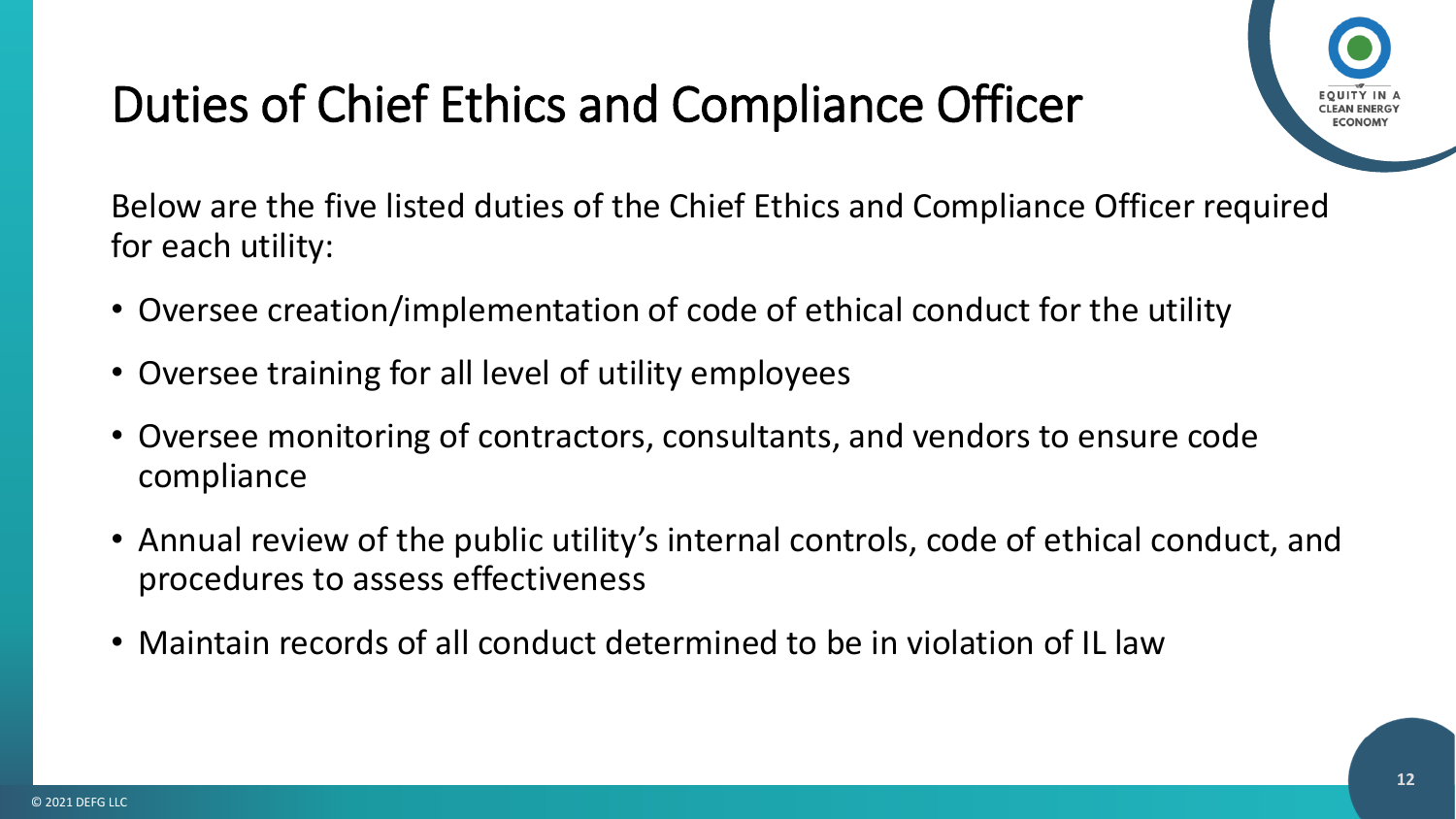# Duties of Chief Ethics and Compliance Officer

Below are the five listed duties of the Chief Ethics and Compliance Officer required for each utility:

- Oversee creation/implementation of code of ethical conduct for the utility
- Oversee training for all level of utility employees
- Oversee monitoring of contractors, consultants, and vendors to ensure code compliance
- Annual review of the public utility's internal controls, code of ethical conduct, and procedures to assess effectiveness
- Maintain records of all conduct determined to be in violation of IL law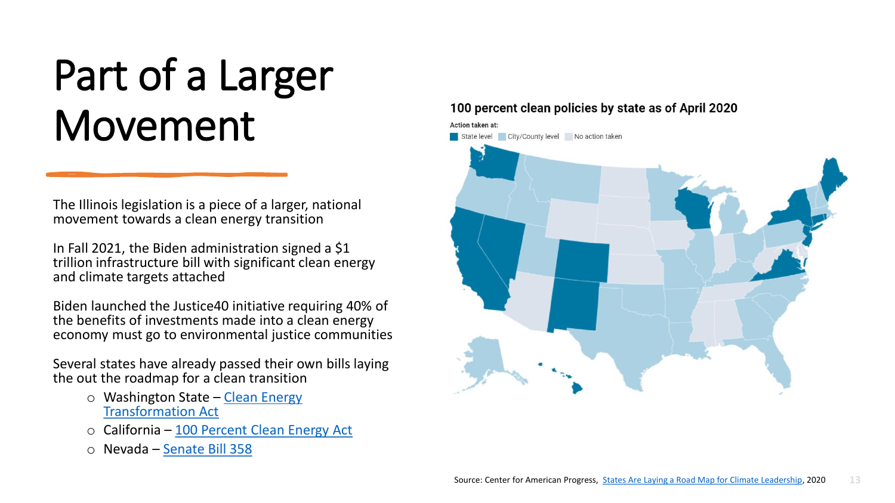# Part of a Larger Movement

The Illinois legislation is a piece of a larger, national movement towards a clean energy transition

In Fall 2021, the Biden administration signed a $1 trillion infrastructure bill with significant clean energy and climate targets attached

Biden launched the Justice40 initiative requiring 40% of the benefits of investments made into a clean energy economy must go to environmental justice communities

Several states have already passed their own bills laying the out the roadmap for a clean transition

- Washington State – Clean Energy Transformation Act
- California – 100 Percent Clean Energy Act
- Nevada – Senate Bill 358

**100 percent clean policies by state as of April 2020**

Action taken at: State level | City/County level | No action taken

Source: Center for American Progress, States Are Laying a Road Map for Climate Leadership, 2020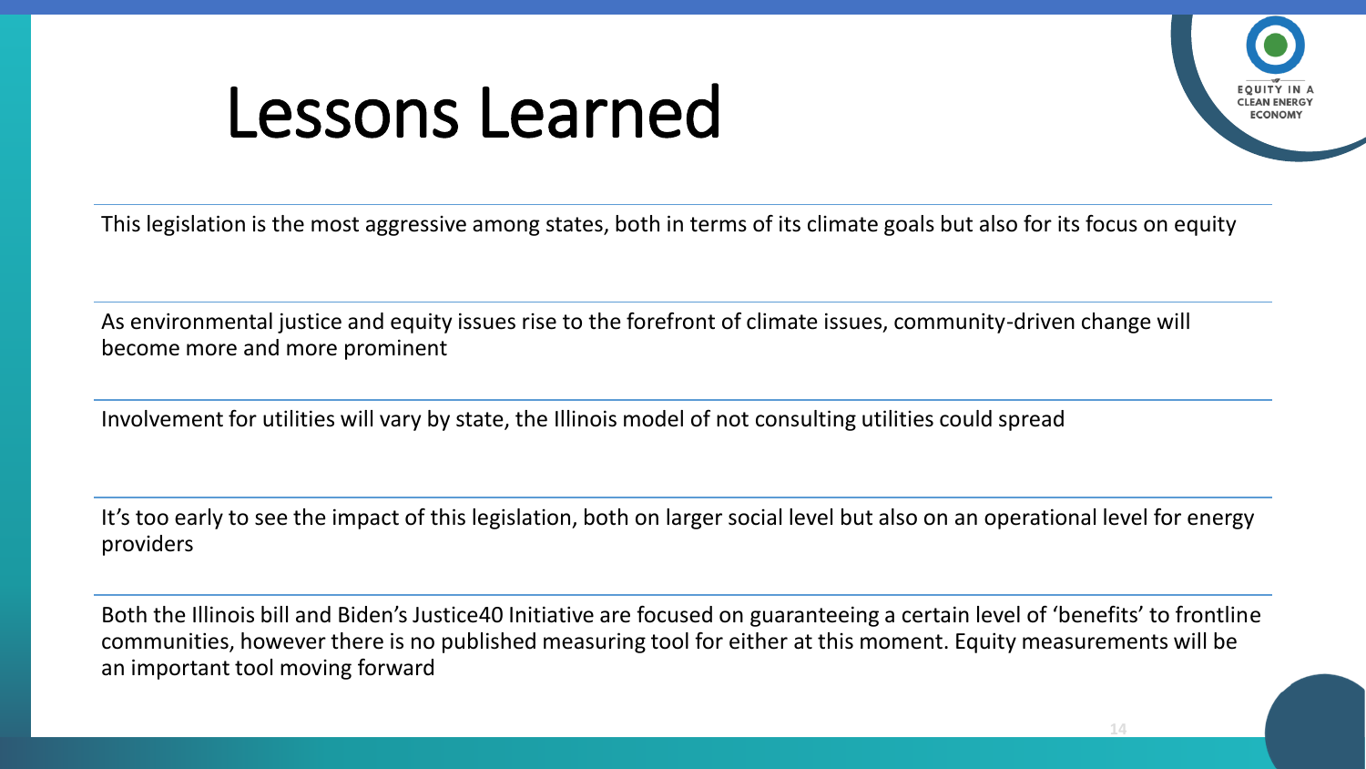# Lessons Learned

This legislation is the most aggressive among states, both in terms of its climate goals but also for its focus on equity

As environmental justice and equity issues rise to the forefront of climate issues, community-driven change will become more and more prominent

Involvement for utilities will vary by state, the Illinois model of not consulting utilities could spread

It's too early to see the impact of this legislation, both on larger social level but also on an operational level for energy providers

Both the Illinois bill and Biden's Justice40 Initiative are focused on guaranteeing a certain level of 'benefits' to frontline communities, however there is no published measuring tool for either at this moment. Equity measurements will be an important tool moving forward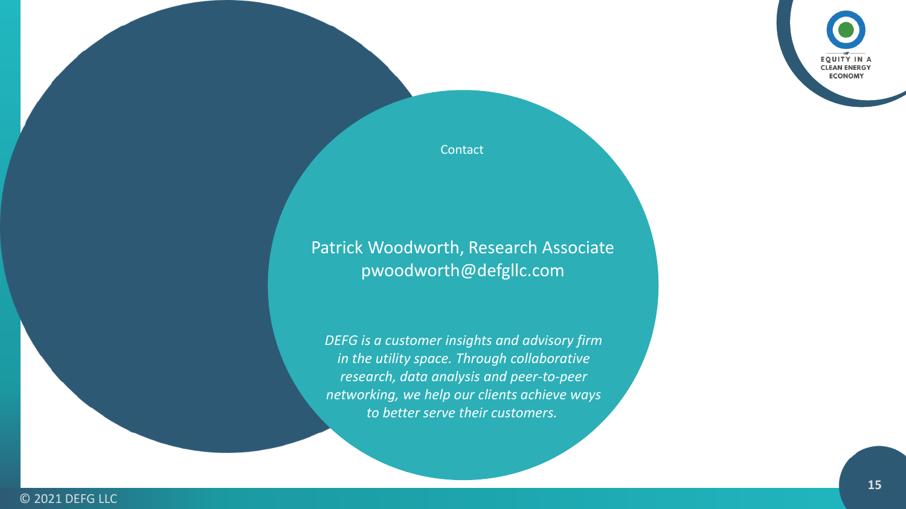Contact

Patrick Woodworth, Research Associate
pwoodworth@defgllc.com

*DEFG is a customer insights and advisory firm in the utility space. Through collaborative research, data analysis and peer-to-peer networking, we help our clients achieve ways to better serve their customers.*